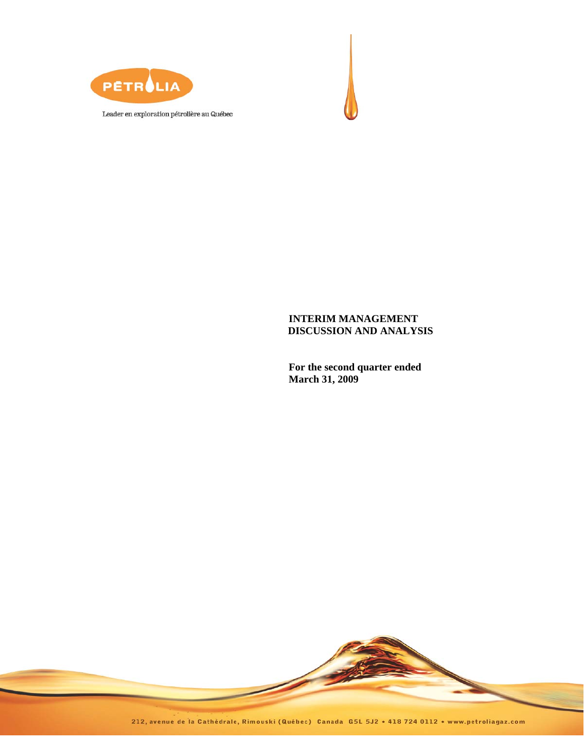PÉTROLIA

Leader en exploration pétrolière au Québec

# INTERIM MANAGEMENT DISCUSSION AND ANALYSIS

**For the second quarter ended March 31, 2009**

212, avenue de la Cathédrale, Rimouski (Québec) Canada G5L 5J2 • 418 724 0112 • www.petroliagaz.com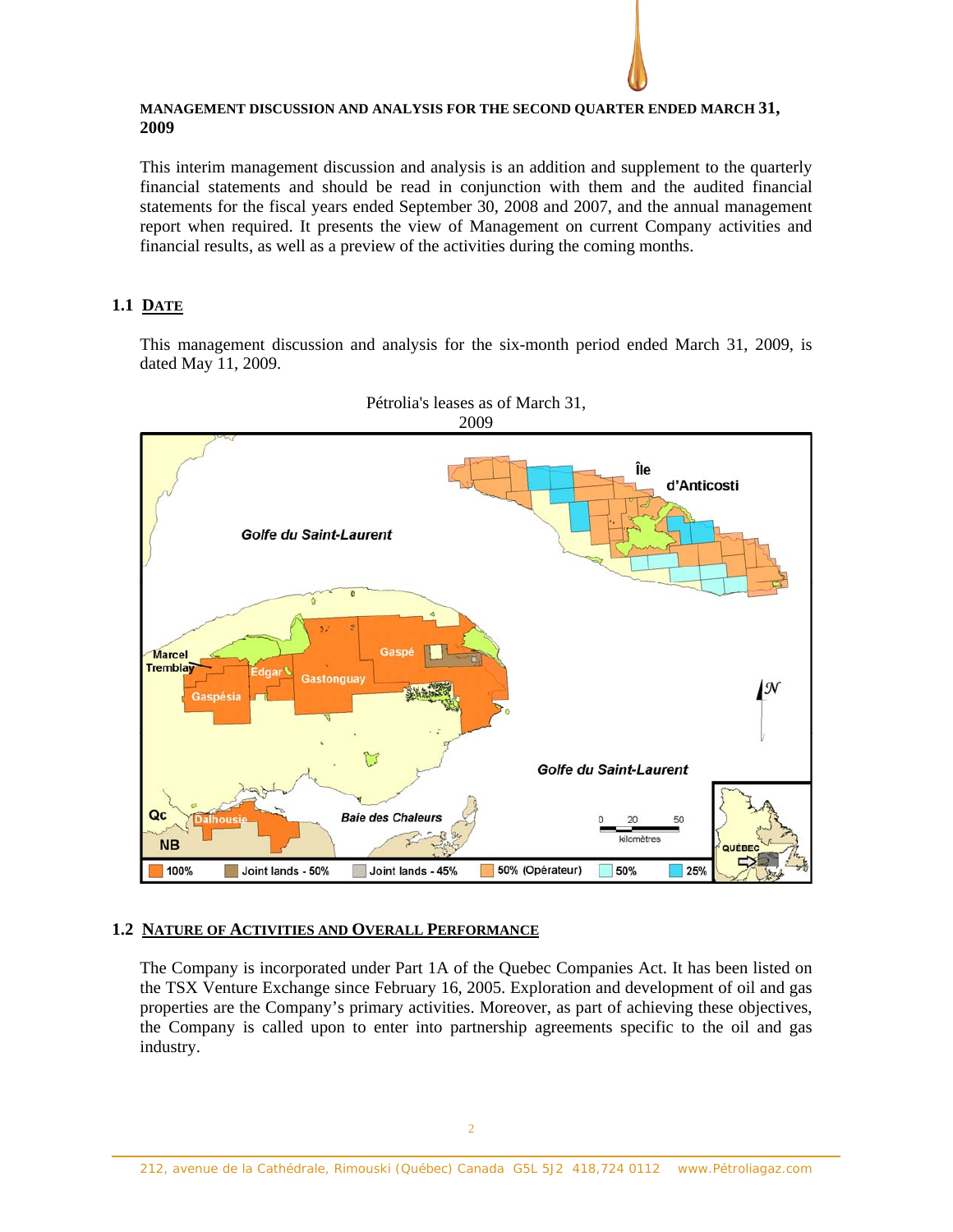**MANAGEMENT DISCUSSION AND ANALYSIS FOR THE SECOND QUARTER ENDED MARCH 31, 2009**

This interim management discussion and analysis is an addition and supplement to the quarterly financial statements and should be read in conjunction with them and the audited financial statements for the fiscal years ended September 30, 2008 and 2007, and the annual management report when required. It presents the view of Management on current Company activities and financial results, as well as a preview of the activities during the coming months.

## 1.1 DATE

This management discussion and analysis for the six-month period ended March 31, 2009, is dated May 11, 2009.

Pétrolia's leases as of March 31, 2009

## 1.2 NATURE OF ACTIVITIES AND OVERALL PERFORMANCE

The Company is incorporated under Part 1A of the Quebec Companies Act. It has been listed on the TSX Venture Exchange since February 16, 2005. Exploration and development of oil and gas properties are the Company's primary activities. Moreover, as part of achieving these objectives, the Company is called upon to enter into partnership agreements specific to the oil and gas industry.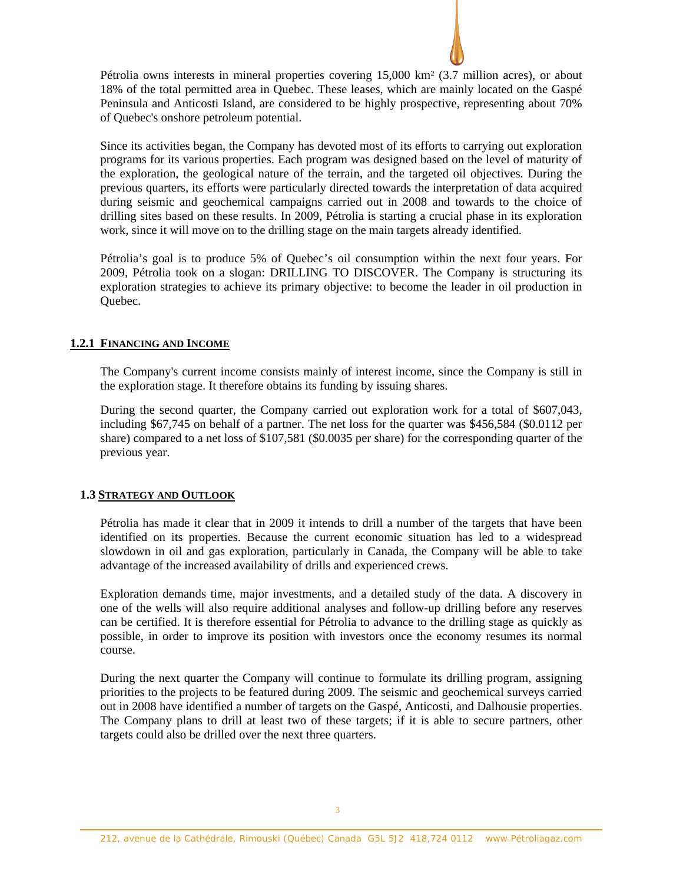Pétrolia owns interests in mineral properties covering 15,000 km² (3.7 million acres), or about 18% of the total permitted area in Quebec. These leases, which are mainly located on the Gaspé Peninsula and Anticosti Island, are considered to be highly prospective, representing about 70% of Quebec's onshore petroleum potential.

Since its activities began, the Company has devoted most of its efforts to carrying out exploration programs for its various properties. Each program was designed based on the level of maturity of the exploration, the geological nature of the terrain, and the targeted oil objectives. During the previous quarters, its efforts were particularly directed towards the interpretation of data acquired during seismic and geochemical campaigns carried out in 2008 and towards to the choice of drilling sites based on these results. In 2009, Pétrolia is starting a crucial phase in its exploration work, since it will move on to the drilling stage on the main targets already identified.

Pétrolia's goal is to produce 5% of Quebec's oil consumption within the next four years. For 2009, Pétrolia took on a slogan: DRILLING TO DISCOVER. The Company is structuring its exploration strategies to achieve its primary objective: to become the leader in oil production in Quebec.

### 1.2.1 FINANCING AND INCOME

The Company's current income consists mainly of interest income, since the Company is still in the exploration stage. It therefore obtains its funding by issuing shares.

During the second quarter, the Company carried out exploration work for a total of $607,043, including $67,745 on behalf of a partner. The net loss for the quarter was $456,584 ($0.0112 per share) compared to a net loss of $107,581 ($0.0035 per share) for the corresponding quarter of the previous year.

## 1.3 STRATEGY AND OUTLOOK

Pétrolia has made it clear that in 2009 it intends to drill a number of the targets that have been identified on its properties. Because the current economic situation has led to a widespread slowdown in oil and gas exploration, particularly in Canada, the Company will be able to take advantage of the increased availability of drills and experienced crews.

Exploration demands time, major investments, and a detailed study of the data. A discovery in one of the wells will also require additional analyses and follow-up drilling before any reserves can be certified. It is therefore essential for Pétrolia to advance to the drilling stage as quickly as possible, in order to improve its position with investors once the economy resumes its normal course.

During the next quarter the Company will continue to formulate its drilling program, assigning priorities to the projects to be featured during 2009. The seismic and geochemical surveys carried out in 2008 have identified a number of targets on the Gaspé, Anticosti, and Dalhousie properties. The Company plans to drill at least two of these targets; if it is able to secure partners, other targets could also be drilled over the next three quarters.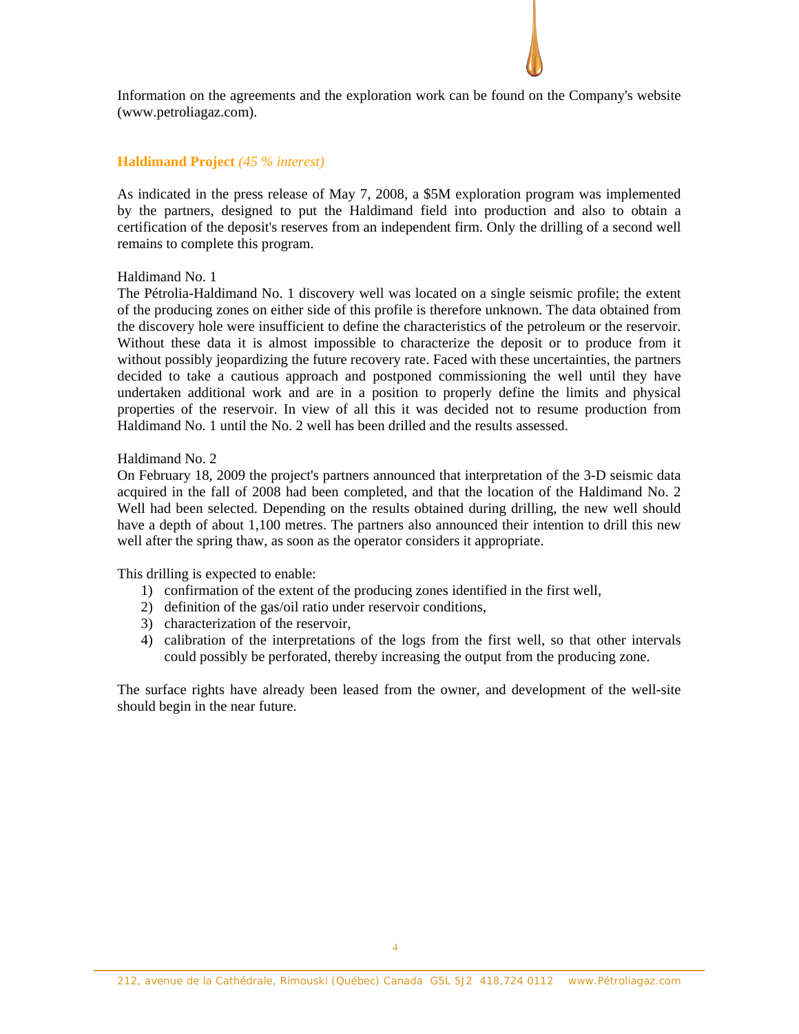Information on the agreements and the exploration work can be found on the Company's website (www.petroliagaz.com).

## Haldimand Project *(45 % interest)*

As indicated in the press release of May 7, 2008, a $5M exploration program was implemented by the partners, designed to put the Haldimand field into production and also to obtain a certification of the deposit's reserves from an independent firm. Only the drilling of a second well remains to complete this program.

Haldimand No. 1

The Pétrolia-Haldimand No. 1 discovery well was located on a single seismic profile; the extent of the producing zones on either side of this profile is therefore unknown. The data obtained from the discovery hole were insufficient to define the characteristics of the petroleum or the reservoir. Without these data it is almost impossible to characterize the deposit or to produce from it without possibly jeopardizing the future recovery rate. Faced with these uncertainties, the partners decided to take a cautious approach and postponed commissioning the well until they have undertaken additional work and are in a position to properly define the limits and physical properties of the reservoir. In view of all this it was decided not to resume production from Haldimand No. 1 until the No. 2 well has been drilled and the results assessed.

Haldimand No. 2

On February 18, 2009 the project's partners announced that interpretation of the 3-D seismic data acquired in the fall of 2008 had been completed, and that the location of the Haldimand No. 2 Well had been selected. Depending on the results obtained during drilling, the new well should have a depth of about 1,100 metres. The partners also announced their intention to drill this new well after the spring thaw, as soon as the operator considers it appropriate.

This drilling is expected to enable:

1) confirmation of the extent of the producing zones identified in the first well,
2) definition of the gas/oil ratio under reservoir conditions,
3) characterization of the reservoir,
4) calibration of the interpretations of the logs from the first well, so that other intervals could possibly be perforated, thereby increasing the output from the producing zone.

The surface rights have already been leased from the owner, and development of the well-site should begin in the near future.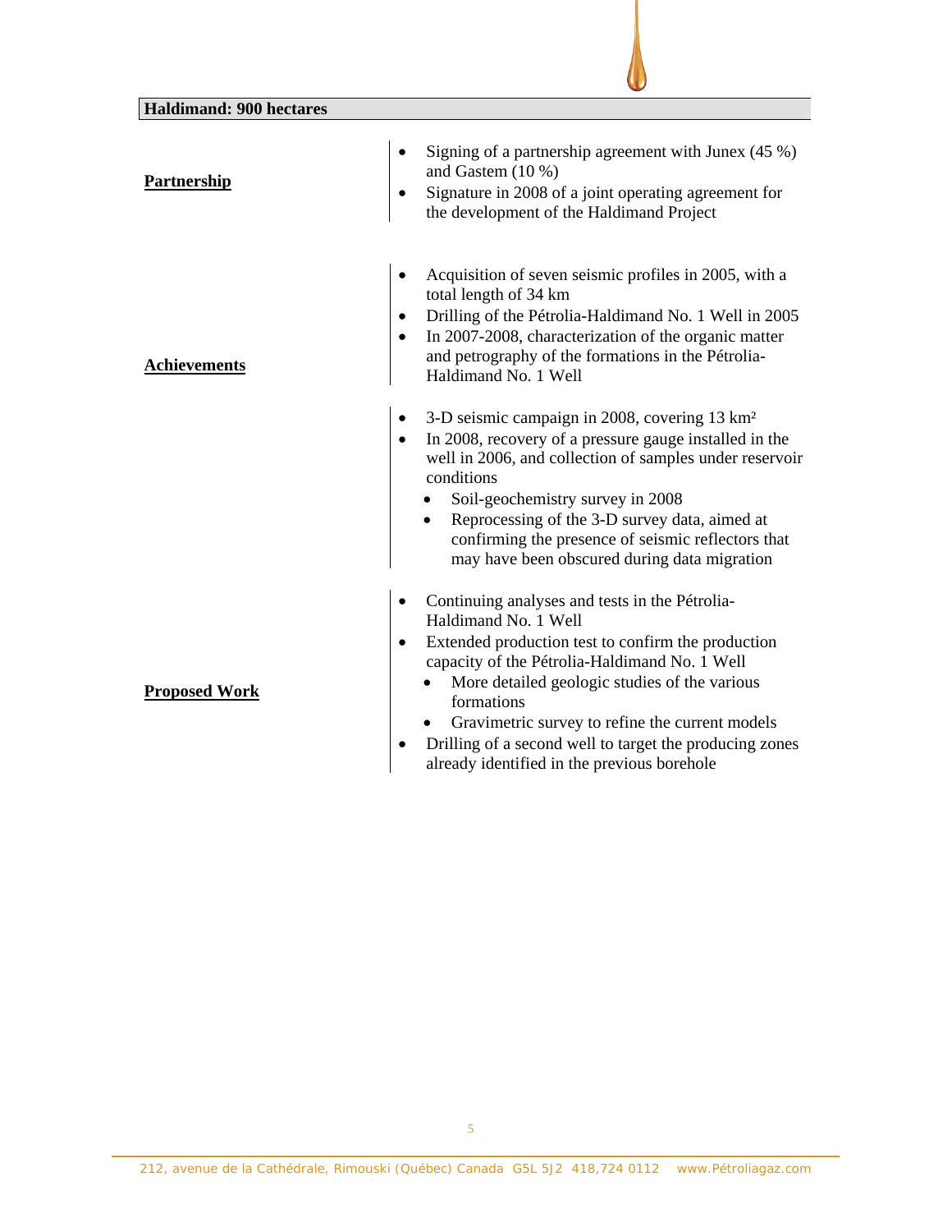## Haldimand: 900 hectares

| | |
|---|---|
| **Partnership** | • Signing of a partnership agreement with Junex (45 %) and Gastem (10 %)<br>• Signature in 2008 of a joint operating agreement for the development of the Haldimand Project |
| **Achievements** | • Acquisition of seven seismic profiles in 2005, with a total length of 34 km<br>• Drilling of the Pétrolia-Haldimand No. 1 Well in 2005<br>• In 2007-2008, characterization of the organic matter and petrography of the formations in the Pétrolia-Haldimand No. 1 Well<br>• 3-D seismic campaign in 2008, covering 13 km²<br>• In 2008, recovery of a pressure gauge installed in the well in 2006, and collection of samples under reservoir conditions<br>  ◦ Soil-geochemistry survey in 2008<br>  ◦ Reprocessing of the 3-D survey data, aimed at confirming the presence of seismic reflectors that may have been obscured during data migration |
| **Proposed Work** | • Continuing analyses and tests in the Pétrolia-Haldimand No. 1 Well<br>• Extended production test to confirm the production capacity of the Pétrolia-Haldimand No. 1 Well<br>  ◦ More detailed geologic studies of the various formations<br>  ◦ Gravimetric survey to refine the current models<br>• Drilling of a second well to target the producing zones already identified in the previous borehole |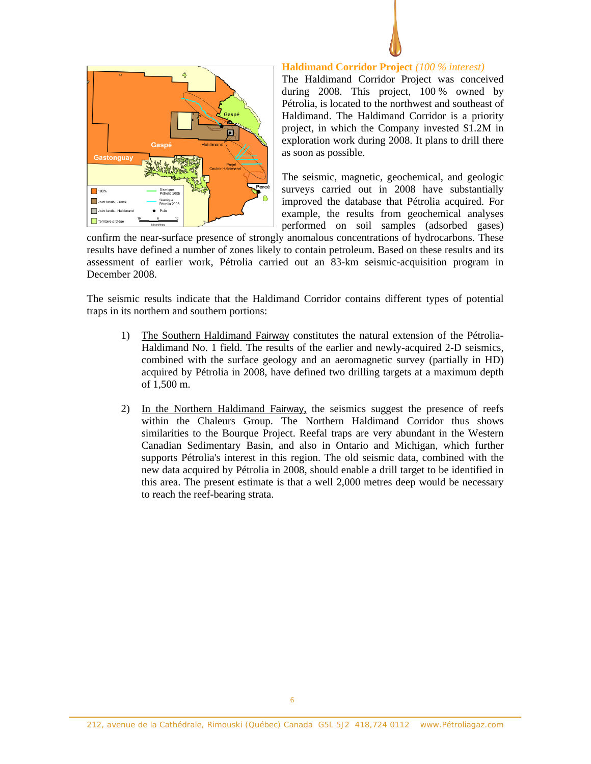## Haldimand Corridor Project *(100 % interest)*

The Haldimand Corridor Project was conceived during 2008. This project, 100 % owned by Pétrolia, is located to the northwest and southeast of Haldimand. The Haldimand Corridor is a priority project, in which the Company invested $1.2M in exploration work during 2008. It plans to drill there as soon as possible.

The seismic, magnetic, geochemical, and geologic surveys carried out in 2008 have substantially improved the database that Pétrolia acquired. For example, the results from geochemical analyses performed on soil samples (adsorbed gases) confirm the near-surface presence of strongly anomalous concentrations of hydrocarbons. These results have defined a number of zones likely to contain petroleum. Based on these results and its assessment of earlier work, Pétrolia carried out an 83-km seismic-acquisition program in December 2008.

The seismic results indicate that the Haldimand Corridor contains different types of potential traps in its northern and southern portions:

1) The Southern Haldimand Fairway constitutes the natural extension of the Pétrolia-Haldimand No. 1 field. The results of the earlier and newly-acquired 2-D seismics, combined with the surface geology and an aeromagnetic survey (partially in HD) acquired by Pétrolia in 2008, have defined two drilling targets at a maximum depth of 1,500 m.

2) In the Northern Haldimand Fairway, the seismics suggest the presence of reefs within the Chaleurs Group. The Northern Haldimand Corridor thus shows similarities to the Bourque Project. Reefal traps are very abundant in the Western Canadian Sedimentary Basin, and also in Ontario and Michigan, which further supports Pétrolia's interest in this region. The old seismic data, combined with the new data acquired by Pétrolia in 2008, should enable a drill target to be identified in this area. The present estimate is that a well 2,000 metres deep would be necessary to reach the reef-bearing strata.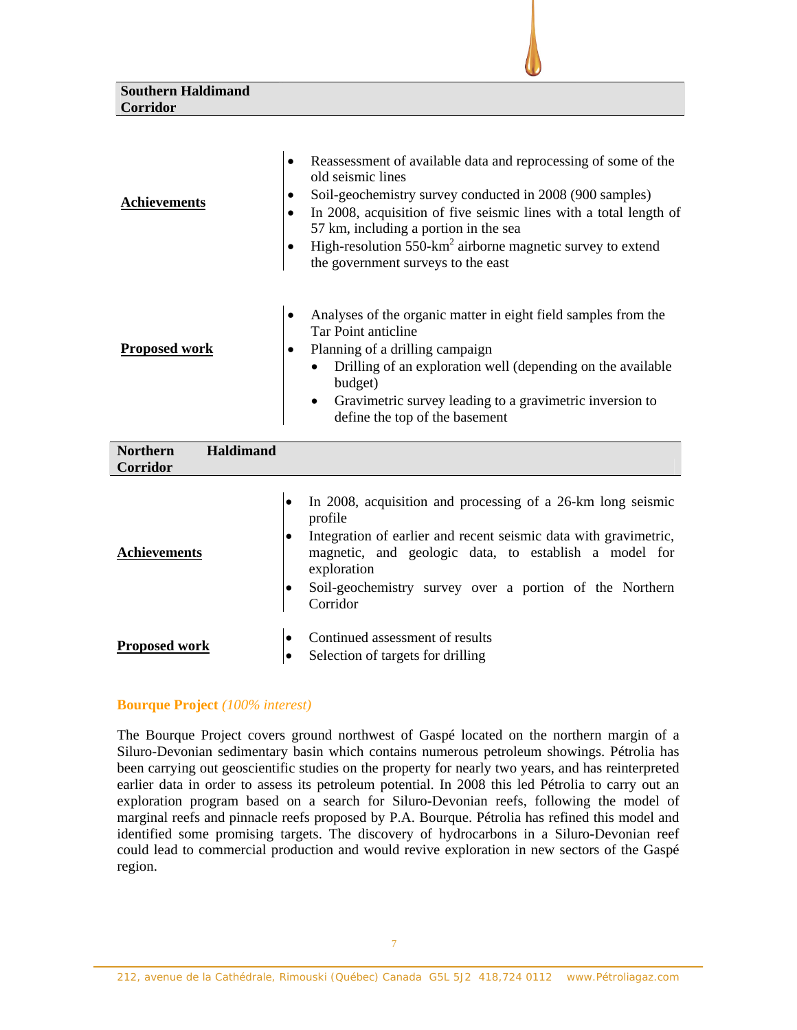### Southern Haldimand Corridor

**Achievements**

- Reassessment of available data and reprocessing of some of the old seismic lines
- Soil-geochemistry survey conducted in 2008 (900 samples)
- In 2008, acquisition of five seismic lines with a total length of 57 km, including a portion in the sea
- High-resolution 550-km$^2$ airborne magnetic survey to extend the government surveys to the east

**Proposed work**

- Analyses of the organic matter in eight field samples from the Tar Point anticline
- Planning of a drilling campaign
  - Drilling of an exploration well (depending on the available budget)
  - Gravimetric survey leading to a gravimetric inversion to define the top of the basement

### Northern Haldimand Corridor

**Achievements**

- In 2008, acquisition and processing of a 26-km long seismic profile
- Integration of earlier and recent seismic data with gravimetric, magnetic, and geologic data, to establish a model for exploration
- Soil-geochemistry survey over a portion of the Northern Corridor

**Proposed work**

- Continued assessment of results
- Selection of targets for drilling

### Bourque Project *(100% interest)*

The Bourque Project covers ground northwest of Gaspé located on the northern margin of a Siluro-Devonian sedimentary basin which contains numerous petroleum showings. Pétrolia has been carrying out geoscientific studies on the property for nearly two years, and has reinterpreted earlier data in order to assess its petroleum potential. In 2008 this led Pétrolia to carry out an exploration program based on a search for Siluro-Devonian reefs, following the model of marginal reefs and pinnacle reefs proposed by P.A. Bourque. Pétrolia has refined this model and identified some promising targets. The discovery of hydrocarbons in a Siluro-Devonian reef could lead to commercial production and would revive exploration in new sectors of the Gaspé region.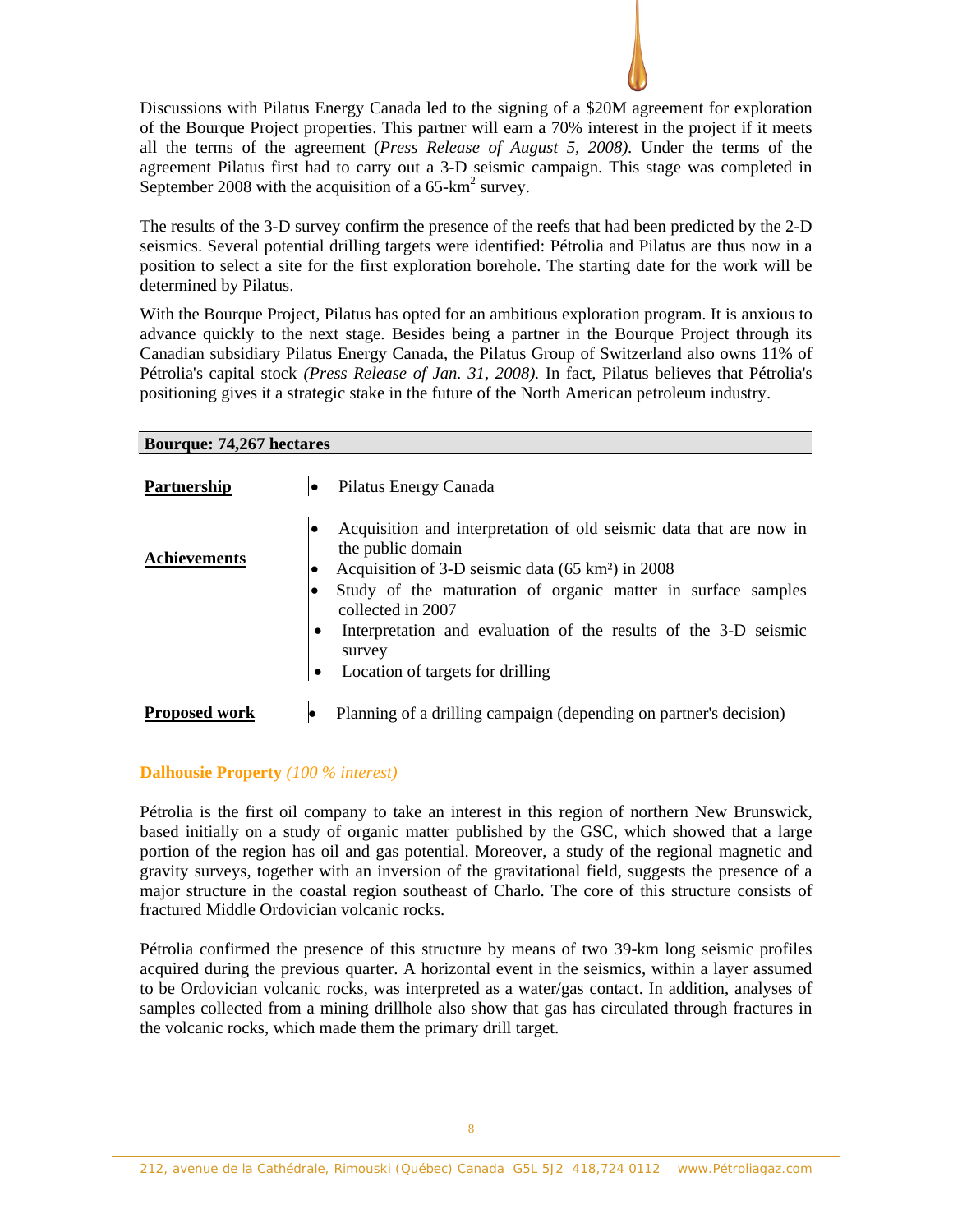Discussions with Pilatus Energy Canada led to the signing of a $20M agreement for exploration of the Bourque Project properties. This partner will earn a 70% interest in the project if it meets all the terms of the agreement (*Press Release of August 5, 2008)*. Under the terms of the agreement Pilatus first had to carry out a 3-D seismic campaign. This stage was completed in September 2008 with the acquisition of a 65-km$^2$ survey.

The results of the 3-D survey confirm the presence of the reefs that had been predicted by the 2-D seismics. Several potential drilling targets were identified: Pétrolia and Pilatus are thus now in a position to select a site for the first exploration borehole. The starting date for the work will be determined by Pilatus.

With the Bourque Project, Pilatus has opted for an ambitious exploration program. It is anxious to advance quickly to the next stage. Besides being a partner in the Bourque Project through its Canadian subsidiary Pilatus Energy Canada, the Pilatus Group of Switzerland also owns 11% of Pétrolia's capital stock *(Press Release of Jan. 31, 2008).* In fact, Pilatus believes that Pétrolia's positioning gives it a strategic stake in the future of the North American petroleum industry.

| **Bourque: 74,267 hectares** | |
|---|---|
| **Partnership** | • Pilatus Energy Canada |
| **Achievements** | • Acquisition and interpretation of old seismic data that are now in the public domain<br>• Acquisition of 3-D seismic data (65 km²) in 2008<br>• Study of the maturation of organic matter in surface samples collected in 2007<br>• Interpretation and evaluation of the results of the 3-D seismic survey<br>• Location of targets for drilling |
| **Proposed work** | • Planning of a drilling campaign (depending on partner's decision) |

### Dalhousie Property *(100 % interest)*

Pétrolia is the first oil company to take an interest in this region of northern New Brunswick, based initially on a study of organic matter published by the GSC, which showed that a large portion of the region has oil and gas potential. Moreover, a study of the regional magnetic and gravity surveys, together with an inversion of the gravitational field, suggests the presence of a major structure in the coastal region southeast of Charlo. The core of this structure consists of fractured Middle Ordovician volcanic rocks.

Pétrolia confirmed the presence of this structure by means of two 39-km long seismic profiles acquired during the previous quarter. A horizontal event in the seismics, within a layer assumed to be Ordovician volcanic rocks, was interpreted as a water/gas contact. In addition, analyses of samples collected from a mining drillhole also show that gas has circulated through fractures in the volcanic rocks, which made them the primary drill target.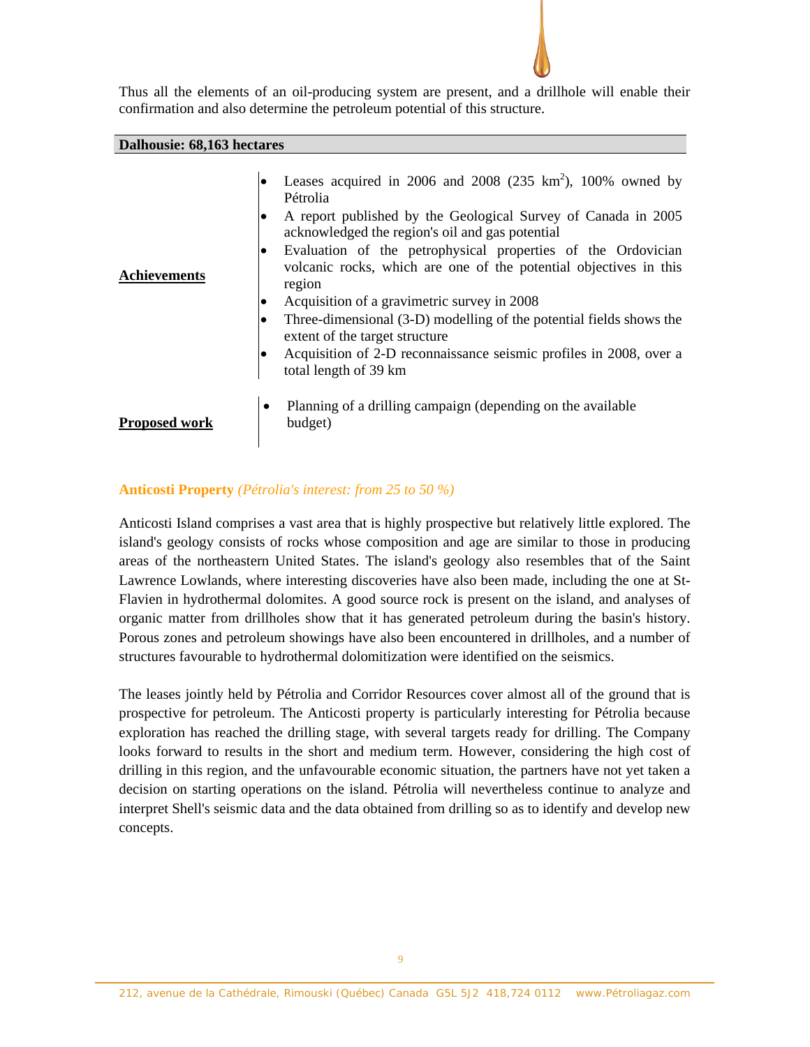Thus all the elements of an oil-producing system are present, and a drillhole will enable their confirmation and also determine the petroleum potential of this structure.

| **Dalhousie: 68,163 hectares** | |
|---|---|
| **Achievements** | • Leases acquired in 2006 and 2008 (235 $km^2$), 100% owned by Pétrolia<br>• A report published by the Geological Survey of Canada in 2005 acknowledged the region's oil and gas potential<br>• Evaluation of the petrophysical properties of the Ordovician volcanic rocks, which are one of the potential objectives in this region<br>• Acquisition of a gravimetric survey in 2008<br>• Three-dimensional (3-D) modelling of the potential fields shows the extent of the target structure<br>• Acquisition of 2-D reconnaissance seismic profiles in 2008, over a total length of 39 km |
| **Proposed work** | • Planning of a drilling campaign (depending on the available budget) |

### Anticosti Property *(Pétrolia's interest: from 25 to 50 %)*

Anticosti Island comprises a vast area that is highly prospective but relatively little explored. The island's geology consists of rocks whose composition and age are similar to those in producing areas of the northeastern United States. The island's geology also resembles that of the Saint Lawrence Lowlands, where interesting discoveries have also been made, including the one at St-Flavien in hydrothermal dolomites. A good source rock is present on the island, and analyses of organic matter from drillholes show that it has generated petroleum during the basin's history. Porous zones and petroleum showings have also been encountered in drillholes, and a number of structures favourable to hydrothermal dolomitization were identified on the seismics.

The leases jointly held by Pétrolia and Corridor Resources cover almost all of the ground that is prospective for petroleum. The Anticosti property is particularly interesting for Pétrolia because exploration has reached the drilling stage, with several targets ready for drilling. The Company looks forward to results in the short and medium term. However, considering the high cost of drilling in this region, and the unfavourable economic situation, the partners have not yet taken a decision on starting operations on the island. Pétrolia will nevertheless continue to analyze and interpret Shell's seismic data and the data obtained from drilling so as to identify and develop new concepts.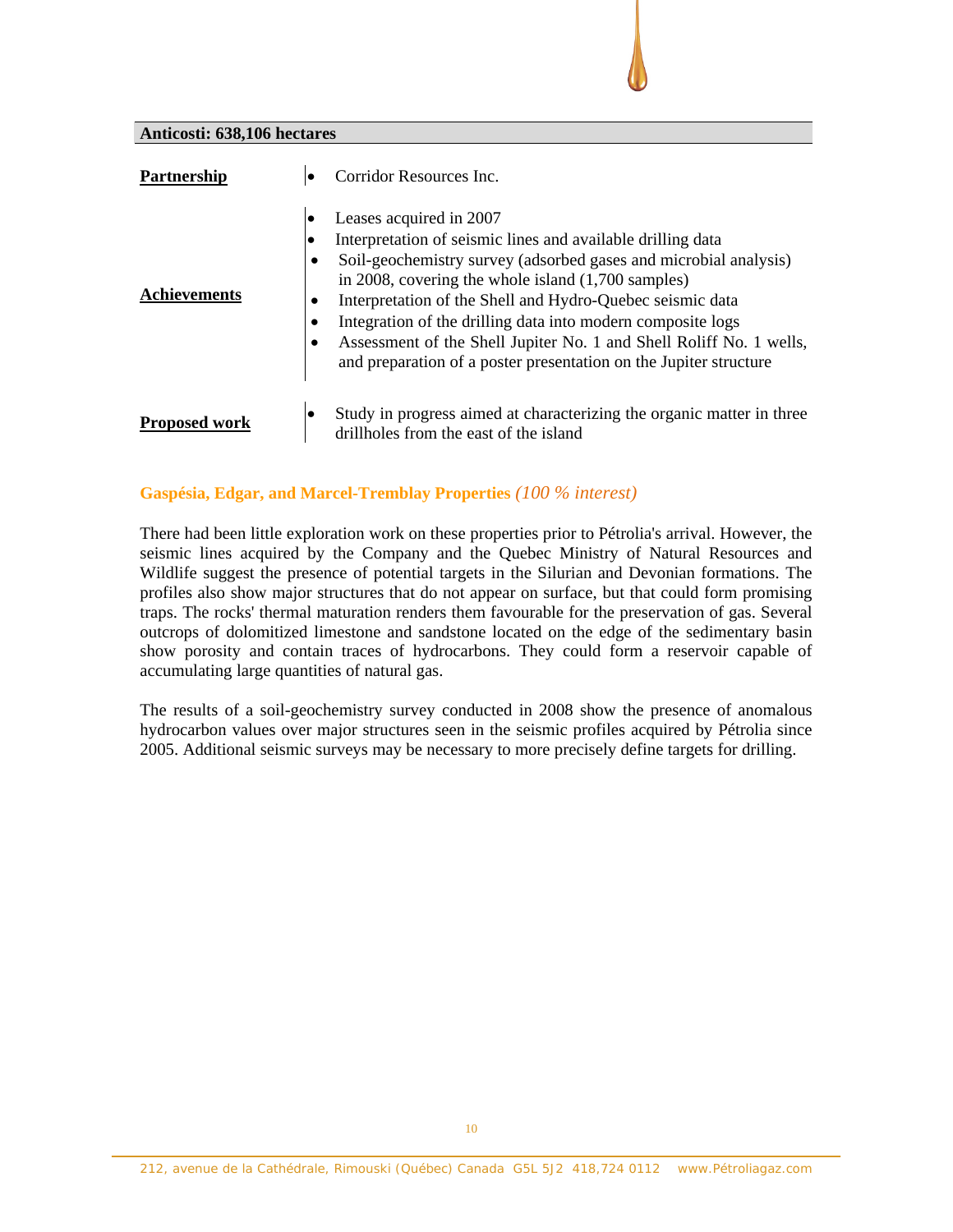**Anticosti: 638,106 hectares**

| | |
|---|---|
| **Partnership** | • Corridor Resources Inc. |
| **Achievements** | • Leases acquired in 2007<br>• Interpretation of seismic lines and available drilling data<br>• Soil-geochemistry survey (adsorbed gases and microbial analysis) in 2008, covering the whole island (1,700 samples)<br>• Interpretation of the Shell and Hydro-Quebec seismic data<br>• Integration of the drilling data into modern composite logs<br>• Assessment of the Shell Jupiter No. 1 and Shell Roliff No. 1 wells, and preparation of a poster presentation on the Jupiter structure |
| **Proposed work** | • Study in progress aimed at characterizing the organic matter in three drillholes from the east of the island |

### Gaspésia, Edgar, and Marcel-Tremblay Properties *(100 % interest)*

There had been little exploration work on these properties prior to Pétrolia's arrival. However, the seismic lines acquired by the Company and the Quebec Ministry of Natural Resources and Wildlife suggest the presence of potential targets in the Silurian and Devonian formations. The profiles also show major structures that do not appear on surface, but that could form promising traps. The rocks' thermal maturation renders them favourable for the preservation of gas. Several outcrops of dolomitized limestone and sandstone located on the edge of the sedimentary basin show porosity and contain traces of hydrocarbons. They could form a reservoir capable of accumulating large quantities of natural gas.

The results of a soil-geochemistry survey conducted in 2008 show the presence of anomalous hydrocarbon values over major structures seen in the seismic profiles acquired by Pétrolia since 2005. Additional seismic surveys may be necessary to more precisely define targets for drilling.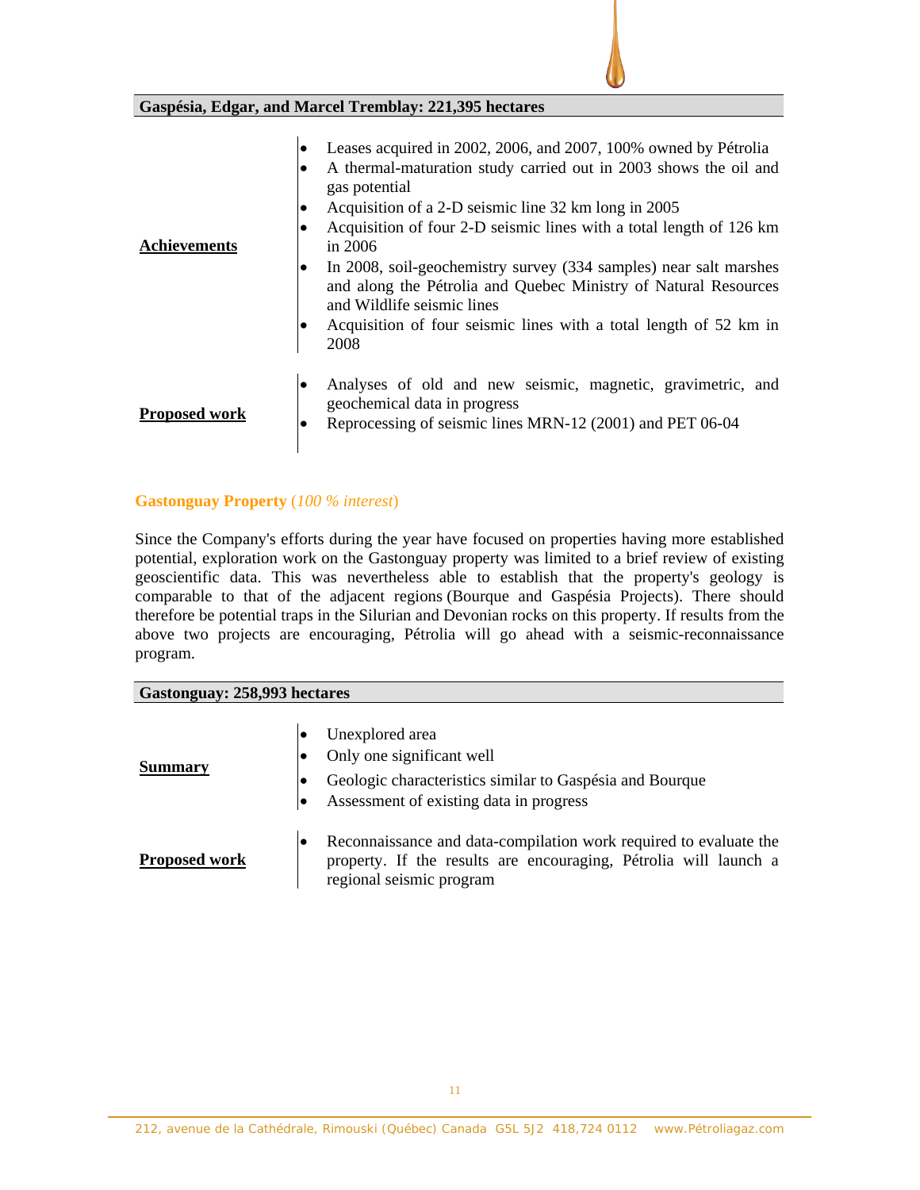**Gaspésia, Edgar, and Marcel Tremblay: 221,395 hectares**

| | |
|---|---|
| **Achievements** | • Leases acquired in 2002, 2006, and 2007, 100% owned by Pétrolia<br>• A thermal-maturation study carried out in 2003 shows the oil and gas potential<br>• Acquisition of a 2-D seismic line 32 km long in 2005<br>• Acquisition of four 2-D seismic lines with a total length of 126 km in 2006<br>• In 2008, soil-geochemistry survey (334 samples) near salt marshes and along the Pétrolia and Quebec Ministry of Natural Resources and Wildlife seismic lines<br>• Acquisition of four seismic lines with a total length of 52 km in 2008 |
| **Proposed work** | • Analyses of old and new seismic, magnetic, gravimetric, and geochemical data in progress<br>• Reprocessing of seismic lines MRN-12 (2001) and PET 06-04 |

**Gastonguay Property** (*100 % interest*)

Since the Company's efforts during the year have focused on properties having more established potential, exploration work on the Gastonguay property was limited to a brief review of existing geoscientific data. This was nevertheless able to establish that the property's geology is comparable to that of the adjacent regions (Bourque and Gaspésia Projects). There should therefore be potential traps in the Silurian and Devonian rocks on this property. If results from the above two projects are encouraging, Pétrolia will go ahead with a seismic-reconnaissance program.

**Gastonguay: 258,993 hectares**

| | |
|---|---|
| **Summary** | • Unexplored area<br>• Only one significant well<br>• Geologic characteristics similar to Gaspésia and Bourque<br>• Assessment of existing data in progress |
| **Proposed work** | • Reconnaissance and data-compilation work required to evaluate the property. If the results are encouraging, Pétrolia will launch a regional seismic program |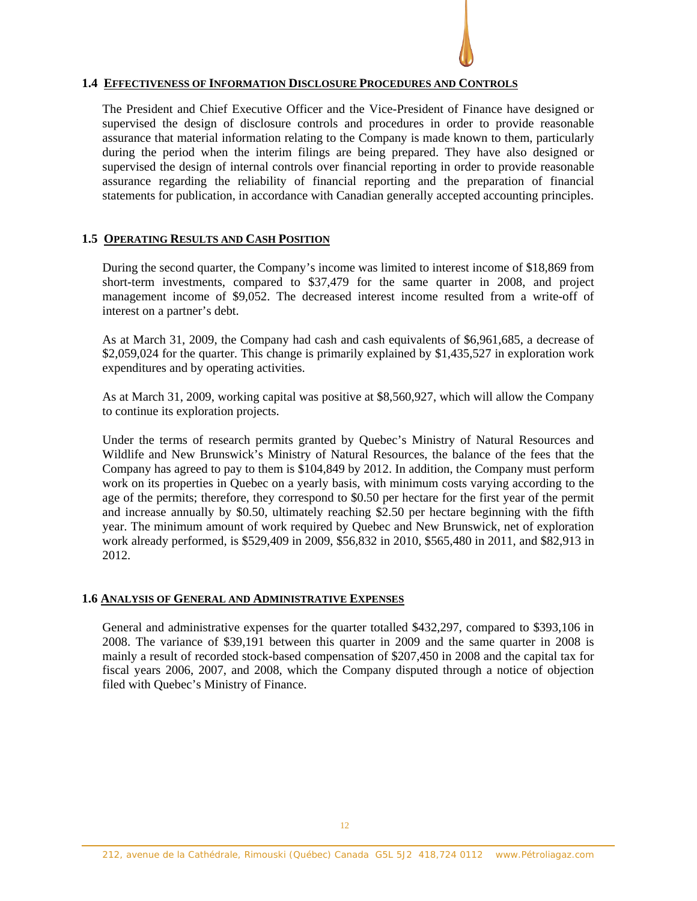## 1.4 EFFECTIVENESS OF INFORMATION DISCLOSURE PROCEDURES AND CONTROLS

The President and Chief Executive Officer and the Vice-President of Finance have designed or supervised the design of disclosure controls and procedures in order to provide reasonable assurance that material information relating to the Company is made known to them, particularly during the period when the interim filings are being prepared. They have also designed or supervised the design of internal controls over financial reporting in order to provide reasonable assurance regarding the reliability of financial reporting and the preparation of financial statements for publication, in accordance with Canadian generally accepted accounting principles.

## 1.5 OPERATING RESULTS AND CASH POSITION

During the second quarter, the Company's income was limited to interest income of $18,869 from short-term investments, compared to $37,479 for the same quarter in 2008, and project management income of $9,052. The decreased interest income resulted from a write-off of interest on a partner's debt.

As at March 31, 2009, the Company had cash and cash equivalents of $6,961,685, a decrease of $2,059,024 for the quarter. This change is primarily explained by $1,435,527 in exploration work expenditures and by operating activities.

As at March 31, 2009, working capital was positive at $8,560,927, which will allow the Company to continue its exploration projects.

Under the terms of research permits granted by Quebec's Ministry of Natural Resources and Wildlife and New Brunswick's Ministry of Natural Resources, the balance of the fees that the Company has agreed to pay to them is $104,849 by 2012. In addition, the Company must perform work on its properties in Quebec on a yearly basis, with minimum costs varying according to the age of the permits; therefore, they correspond to $0.50 per hectare for the first year of the permit and increase annually by $0.50, ultimately reaching $2.50 per hectare beginning with the fifth year. The minimum amount of work required by Quebec and New Brunswick, net of exploration work already performed, is $529,409 in 2009, $56,832 in 2010, $565,480 in 2011, and $82,913 in 2012.

## 1.6 ANALYSIS OF GENERAL AND ADMINISTRATIVE EXPENSES

General and administrative expenses for the quarter totalled $432,297, compared to $393,106 in 2008. The variance of $39,191 between this quarter in 2009 and the same quarter in 2008 is mainly a result of recorded stock-based compensation of $207,450 in 2008 and the capital tax for fiscal years 2006, 2007, and 2008, which the Company disputed through a notice of objection filed with Quebec's Ministry of Finance.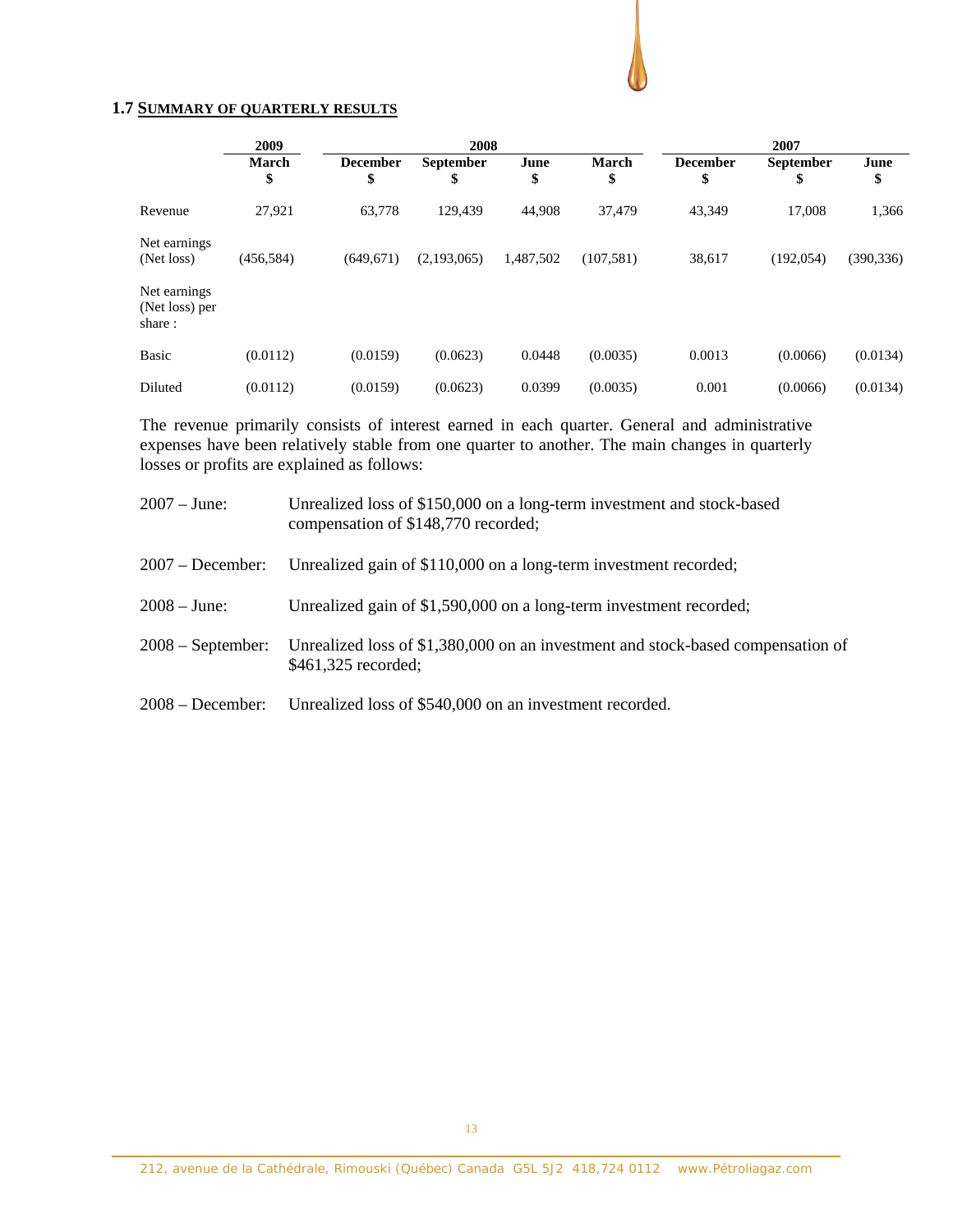## 1.7 SUMMARY OF QUARTERLY RESULTS

| | 2009 | 2008 | | | | 2007 | | |
|---|---|---|---|---|---|---|---|---|
| | March<br>$ | December<br>$ | September<br>$ | June<br>$ | March<br>$ | December<br>$ | September<br>$ | June<br>$ |
| Revenue | 27,921 | 63,778 | 129,439 | 44,908 | 37,479 | 43,349 | 17,008 | 1,366 |
| Net earnings (Net loss) | (456,584) | (649,671) | (2,193,065) | 1,487,502 | (107,581) | 38,617 | (192,054) | (390,336) |
| Net earnings (Net loss) per share : | | | | | | | | |
| Basic | (0.0112) | (0.0159) | (0.0623) | 0.0448 | (0.0035) | 0.0013 | (0.0066) | (0.0134) |
| Diluted | (0.0112) | (0.0159) | (0.0623) | 0.0399 | (0.0035) | 0.001 | (0.0066) | (0.0134) |

The revenue primarily consists of interest earned in each quarter. General and administrative expenses have been relatively stable from one quarter to another. The main changes in quarterly losses or profits are explained as follows:

- 2007 – June: Unrealized loss of $150,000 on a long-term investment and stock-based compensation of $148,770 recorded;
- 2007 – December: Unrealized gain of $110,000 on a long-term investment recorded;
- 2008 – June: Unrealized gain of $1,590,000 on a long-term investment recorded;
- 2008 – September: Unrealized loss of $1,380,000 on an investment and stock-based compensation of $461,325 recorded;
- 2008 – December: Unrealized loss of $540,000 on an investment recorded.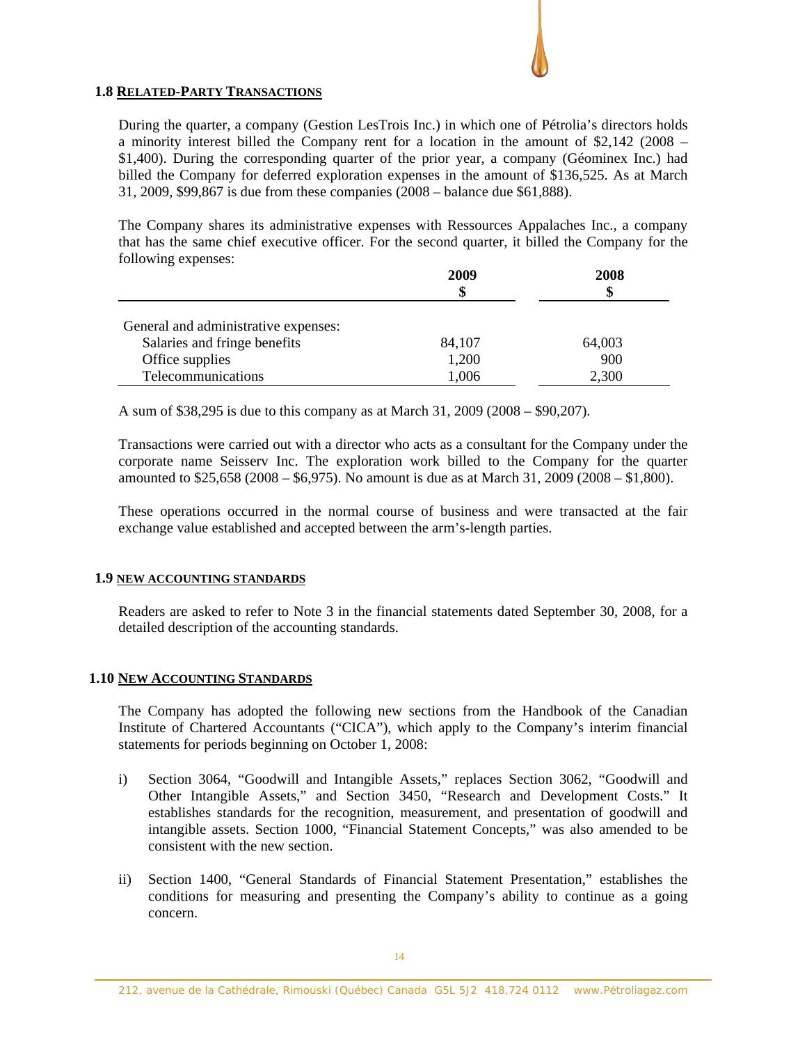## 1.8 RELATED-PARTY TRANSACTIONS

During the quarter, a company (Gestion LesTrois Inc.) in which one of Pétrolia's directors holds a minority interest billed the Company rent for a location in the amount of \$2,142 (2008 – \$1,400). During the corresponding quarter of the prior year, a company (Géominex Inc.) had billed the Company for deferred exploration expenses in the amount of \$136,525. As at March 31, 2009, \$99,867 is due from these companies (2008 – balance due \$61,888).

The Company shares its administrative expenses with Ressources Appalaches Inc., a company that has the same chief executive officer. For the second quarter, it billed the Company for the following expenses:

| | 2009<br>\$ | 2008<br>\$ |
|---|---|---|
| General and administrative expenses: | | |
| Salaries and fringe benefits | 84,107 | 64,003 |
| Office supplies | 1,200 | 900 |
| Telecommunications | 1,006 | 2,300 |

A sum of \$38,295 is due to this company as at March 31, 2009 (2008 – \$90,207).

Transactions were carried out with a director who acts as a consultant for the Company under the corporate name Seisserv Inc. The exploration work billed to the Company for the quarter amounted to \$25,658 (2008 – \$6,975). No amount is due as at March 31, 2009 (2008 – \$1,800).

These operations occurred in the normal course of business and were transacted at the fair exchange value established and accepted between the arm's-length parties.

## 1.9 NEW ACCOUNTING STANDARDS

Readers are asked to refer to Note 3 in the financial statements dated September 30, 2008, for a detailed description of the accounting standards.

## 1.10 NEW ACCOUNTING STANDARDS

The Company has adopted the following new sections from the Handbook of the Canadian Institute of Chartered Accountants ("CICA"), which apply to the Company's interim financial statements for periods beginning on October 1, 2008:

i) Section 3064, "Goodwill and Intangible Assets," replaces Section 3062, "Goodwill and Other Intangible Assets," and Section 3450, "Research and Development Costs." It establishes standards for the recognition, measurement, and presentation of goodwill and intangible assets. Section 1000, "Financial Statement Concepts," was also amended to be consistent with the new section.

ii) Section 1400, "General Standards of Financial Statement Presentation," establishes the conditions for measuring and presenting the Company's ability to continue as a going concern.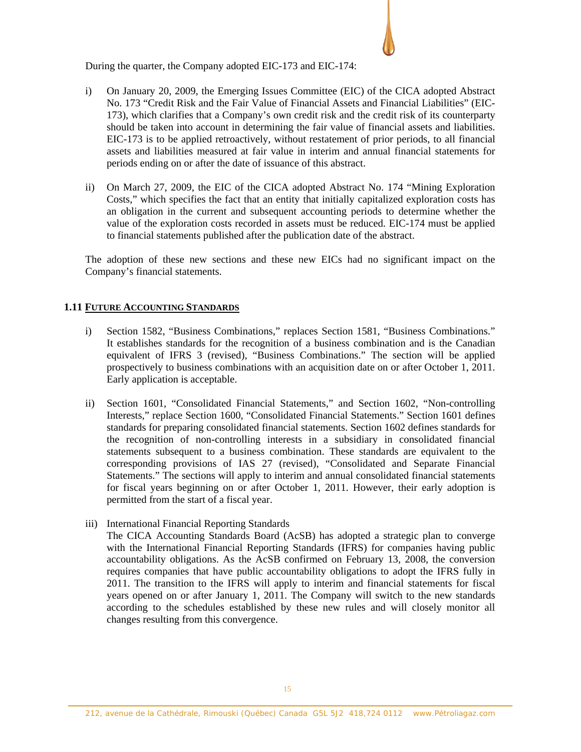During the quarter, the Company adopted EIC-173 and EIC-174:

i) On January 20, 2009, the Emerging Issues Committee (EIC) of the CICA adopted Abstract No. 173 "Credit Risk and the Fair Value of Financial Assets and Financial Liabilities" (EIC-173), which clarifies that a Company's own credit risk and the credit risk of its counterparty should be taken into account in determining the fair value of financial assets and liabilities. EIC-173 is to be applied retroactively, without restatement of prior periods, to all financial assets and liabilities measured at fair value in interim and annual financial statements for periods ending on or after the date of issuance of this abstract.

ii) On March 27, 2009, the EIC of the CICA adopted Abstract No. 174 "Mining Exploration Costs," which specifies the fact that an entity that initially capitalized exploration costs has an obligation in the current and subsequent accounting periods to determine whether the value of the exploration costs recorded in assets must be reduced. EIC-174 must be applied to financial statements published after the publication date of the abstract.

The adoption of these new sections and these new EICs had no significant impact on the Company's financial statements.

## 1.11 FUTURE ACCOUNTING STANDARDS

i) Section 1582, "Business Combinations," replaces Section 1581, "Business Combinations." It establishes standards for the recognition of a business combination and is the Canadian equivalent of IFRS 3 (revised), "Business Combinations." The section will be applied prospectively to business combinations with an acquisition date on or after October 1, 2011. Early application is acceptable.

ii) Section 1601, "Consolidated Financial Statements," and Section 1602, "Non-controlling Interests," replace Section 1600, "Consolidated Financial Statements." Section 1601 defines standards for preparing consolidated financial statements. Section 1602 defines standards for the recognition of non-controlling interests in a subsidiary in consolidated financial statements subsequent to a business combination. These standards are equivalent to the corresponding provisions of IAS 27 (revised), "Consolidated and Separate Financial Statements." The sections will apply to interim and annual consolidated financial statements for fiscal years beginning on or after October 1, 2011. However, their early adoption is permitted from the start of a fiscal year.

iii) International Financial Reporting Standards
The CICA Accounting Standards Board (AcSB) has adopted a strategic plan to converge with the International Financial Reporting Standards (IFRS) for companies having public accountability obligations. As the AcSB confirmed on February 13, 2008, the conversion requires companies that have public accountability obligations to adopt the IFRS fully in 2011. The transition to the IFRS will apply to interim and financial statements for fiscal years opened on or after January 1, 2011. The Company will switch to the new standards according to the schedules established by these new rules and will closely monitor all changes resulting from this convergence.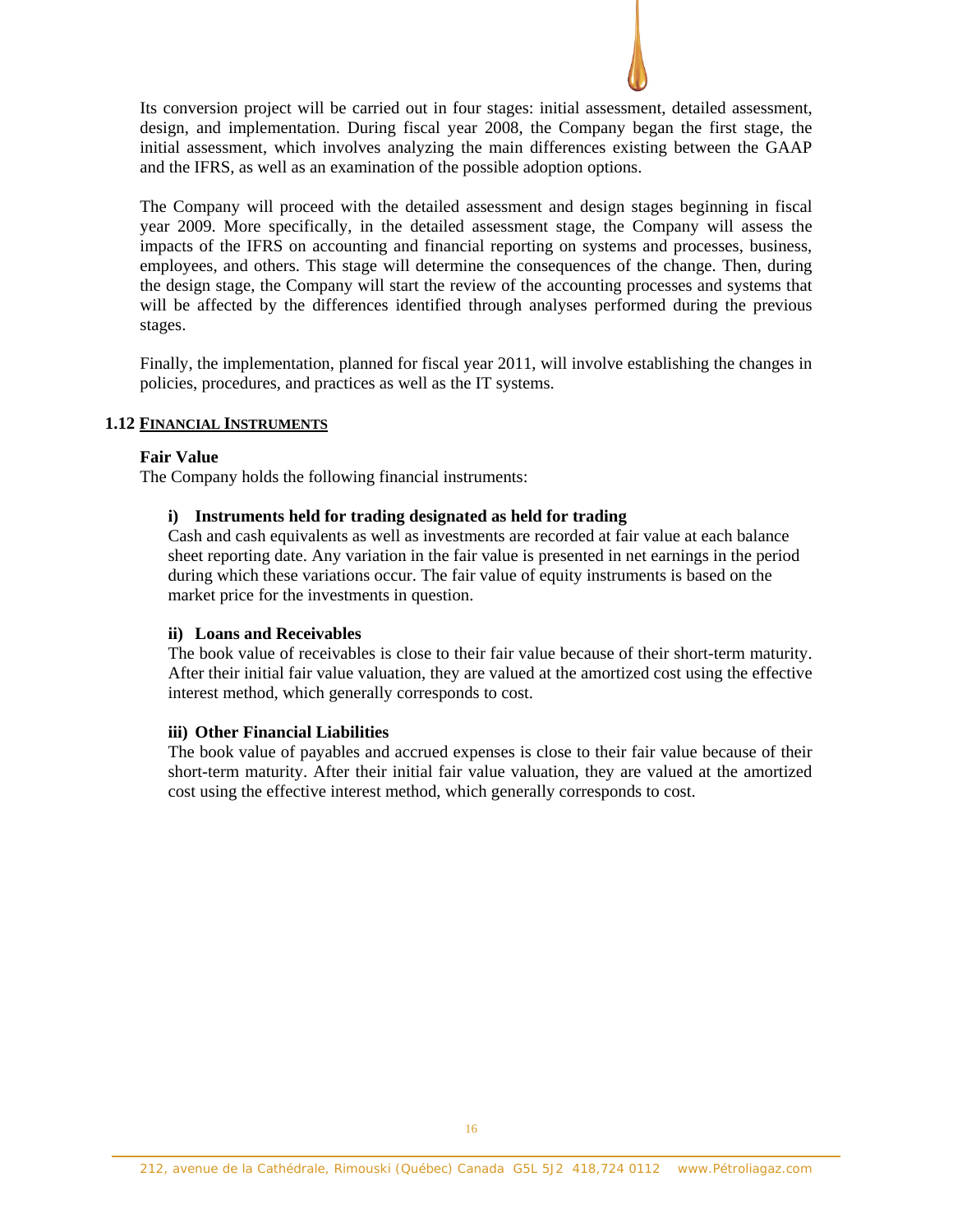Its conversion project will be carried out in four stages: initial assessment, detailed assessment, design, and implementation. During fiscal year 2008, the Company began the first stage, the initial assessment, which involves analyzing the main differences existing between the GAAP and the IFRS, as well as an examination of the possible adoption options.

The Company will proceed with the detailed assessment and design stages beginning in fiscal year 2009. More specifically, in the detailed assessment stage, the Company will assess the impacts of the IFRS on accounting and financial reporting on systems and processes, business, employees, and others. This stage will determine the consequences of the change. Then, during the design stage, the Company will start the review of the accounting processes and systems that will be affected by the differences identified through analyses performed during the previous stages.

Finally, the implementation, planned for fiscal year 2011, will involve establishing the changes in policies, procedures, and practices as well as the IT systems.

## 1.12 FINANCIAL INSTRUMENTS

**Fair Value**

The Company holds the following financial instruments:

**i) Instruments held for trading designated as held for trading**

Cash and cash equivalents as well as investments are recorded at fair value at each balance sheet reporting date. Any variation in the fair value is presented in net earnings in the period during which these variations occur. The fair value of equity instruments is based on the market price for the investments in question.

**ii) Loans and Receivables**

The book value of receivables is close to their fair value because of their short-term maturity. After their initial fair value valuation, they are valued at the amortized cost using the effective interest method, which generally corresponds to cost.

**iii) Other Financial Liabilities**

The book value of payables and accrued expenses is close to their fair value because of their short-term maturity. After their initial fair value valuation, they are valued at the amortized cost using the effective interest method, which generally corresponds to cost.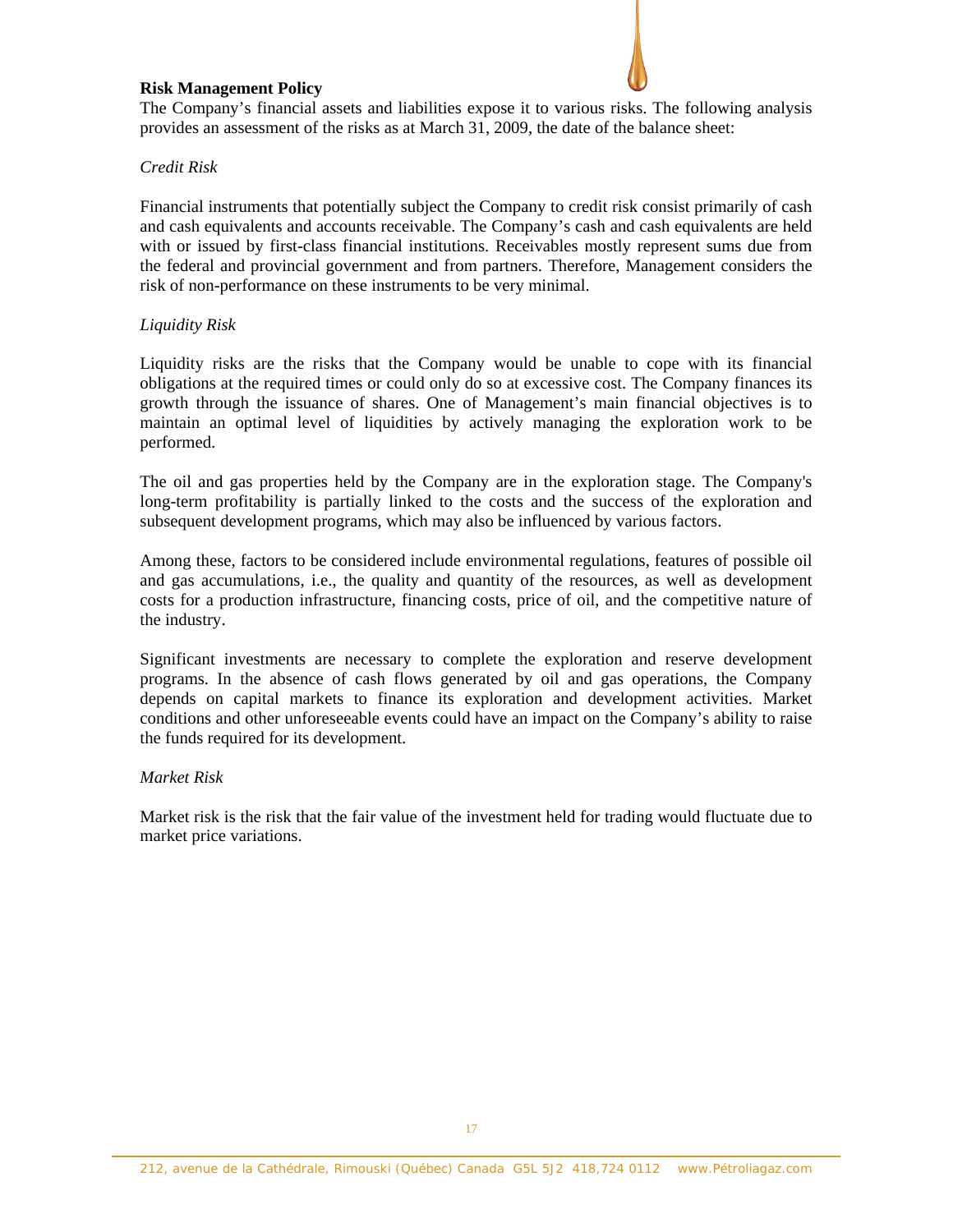**Risk Management Policy**

The Company's financial assets and liabilities expose it to various risks. The following analysis provides an assessment of the risks as at March 31, 2009, the date of the balance sheet:

*Credit Risk*

Financial instruments that potentially subject the Company to credit risk consist primarily of cash and cash equivalents and accounts receivable. The Company's cash and cash equivalents are held with or issued by first-class financial institutions. Receivables mostly represent sums due from the federal and provincial government and from partners. Therefore, Management considers the risk of non-performance on these instruments to be very minimal.

*Liquidity Risk*

Liquidity risks are the risks that the Company would be unable to cope with its financial obligations at the required times or could only do so at excessive cost. The Company finances its growth through the issuance of shares. One of Management's main financial objectives is to maintain an optimal level of liquidities by actively managing the exploration work to be performed.

The oil and gas properties held by the Company are in the exploration stage. The Company's long-term profitability is partially linked to the costs and the success of the exploration and subsequent development programs, which may also be influenced by various factors.

Among these, factors to be considered include environmental regulations, features of possible oil and gas accumulations, i.e., the quality and quantity of the resources, as well as development costs for a production infrastructure, financing costs, price of oil, and the competitive nature of the industry.

Significant investments are necessary to complete the exploration and reserve development programs. In the absence of cash flows generated by oil and gas operations, the Company depends on capital markets to finance its exploration and development activities. Market conditions and other unforeseeable events could have an impact on the Company's ability to raise the funds required for its development.

*Market Risk*

Market risk is the risk that the fair value of the investment held for trading would fluctuate due to market price variations.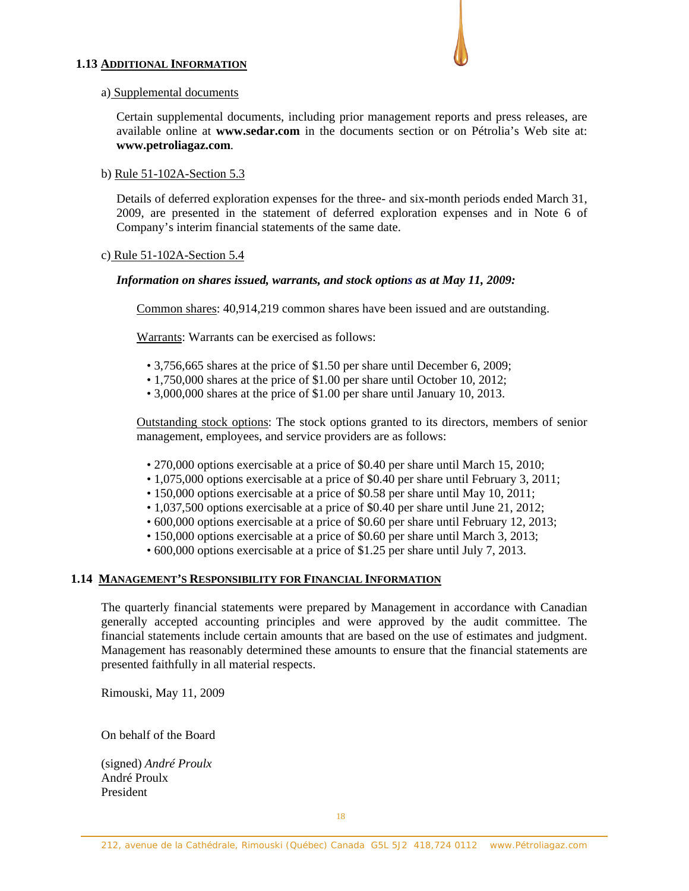## 1.13 ADDITIONAL INFORMATION

a) Supplemental documents

Certain supplemental documents, including prior management reports and press releases, are available online at **www.sedar.com** in the documents section or on Pétrolia's Web site at: **www.petroliagaz.com**.

b) Rule 51-102A-Section 5.3

Details of deferred exploration expenses for the three- and six-month periods ended March 31, 2009, are presented in the statement of deferred exploration expenses and in Note 6 of Company's interim financial statements of the same date.

c) Rule 51-102A-Section 5.4

***Information on shares issued, warrants, and stock options as at May 11, 2009:***

Common shares: 40,914,219 common shares have been issued and are outstanding.

Warrants: Warrants can be exercised as follows:

- 3,756,665 shares at the price of $1.50 per share until December 6, 2009;
- 1,750,000 shares at the price of $1.00 per share until October 10, 2012;
- 3,000,000 shares at the price of $1.00 per share until January 10, 2013.

Outstanding stock options: The stock options granted to its directors, members of senior management, employees, and service providers are as follows:

- 270,000 options exercisable at a price of $0.40 per share until March 15, 2010;
- 1,075,000 options exercisable at a price of $0.40 per share until February 3, 2011;
- 150,000 options exercisable at a price of $0.58 per share until May 10, 2011;
- 1,037,500 options exercisable at a price of $0.40 per share until June 21, 2012;
- 600,000 options exercisable at a price of $0.60 per share until February 12, 2013;
- 150,000 options exercisable at a price of $0.60 per share until March 3, 2013;
- 600,000 options exercisable at a price of $1.25 per share until July 7, 2013.

## 1.14 MANAGEMENT'S RESPONSIBILITY FOR FINANCIAL INFORMATION

The quarterly financial statements were prepared by Management in accordance with Canadian generally accepted accounting principles and were approved by the audit committee. The financial statements include certain amounts that are based on the use of estimates and judgment. Management has reasonably determined these amounts to ensure that the financial statements are presented faithfully in all material respects.

Rimouski, May 11, 2009

On behalf of the Board

(signed) *André Proulx*
André Proulx
President